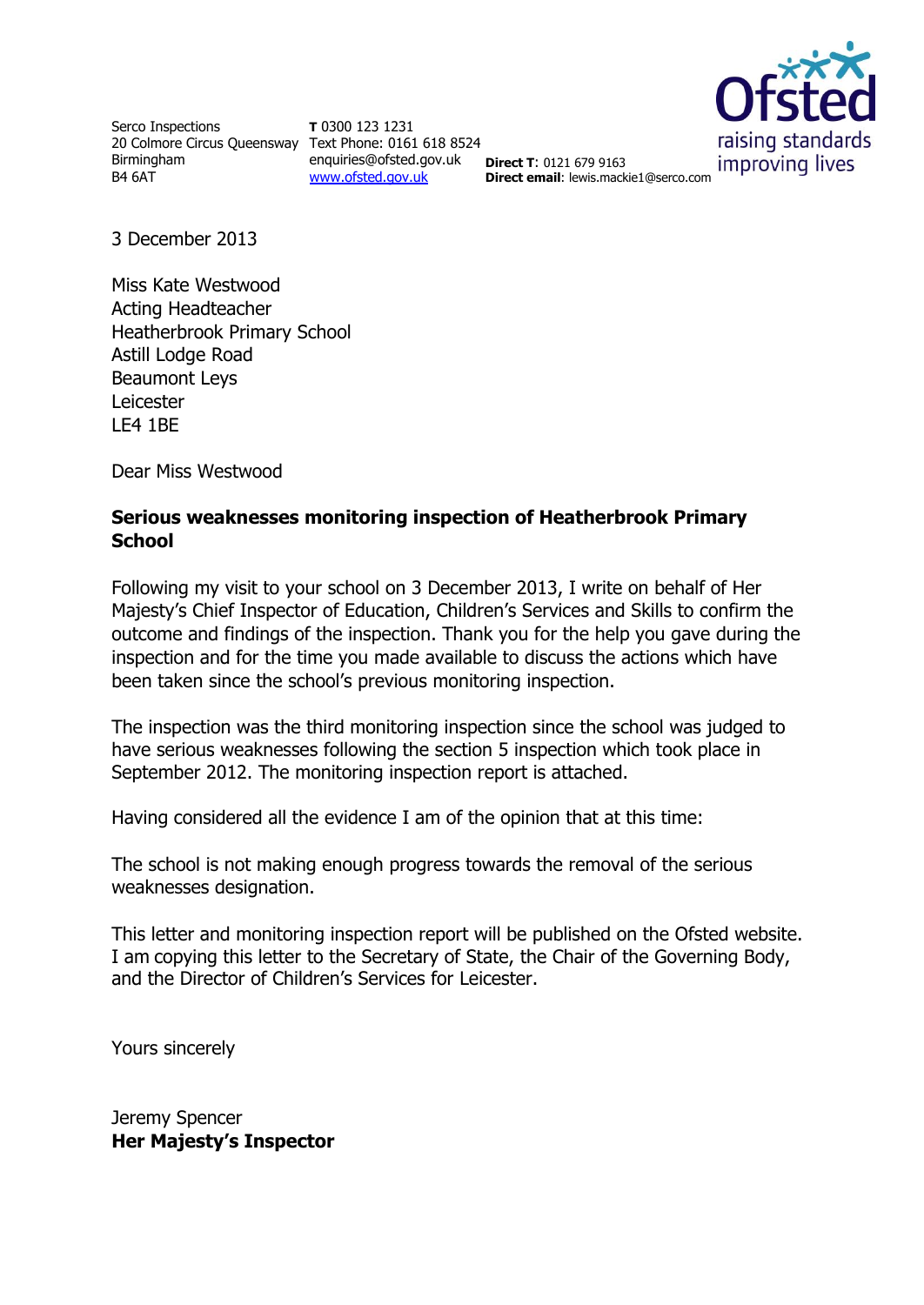Serco Inspections
20 Colmore Circus Queensway
Birmingham
B4 6AT

**T** 0300 123 1231
Text Phone: 0161 618 8524
enquiries@ofsted.gov.uk
www.ofsted.gov.uk

**Direct T**: 0121 679 9163
**Direct email**: lewis.mackie1@serco.com

3 December 2013

Miss Kate Westwood
Acting Headteacher
Heatherbrook Primary School
Astill Lodge Road
Beaumont Leys
Leicester
LE4 1BE

Dear Miss Westwood

**Serious weaknesses monitoring inspection of Heatherbrook Primary School**

Following my visit to your school on 3 December 2013, I write on behalf of Her Majesty's Chief Inspector of Education, Children's Services and Skills to confirm the outcome and findings of the inspection. Thank you for the help you gave during the inspection and for the time you made available to discuss the actions which have been taken since the school's previous monitoring inspection.

The inspection was the third monitoring inspection since the school was judged to have serious weaknesses following the section 5 inspection which took place in September 2012. The monitoring inspection report is attached.

Having considered all the evidence I am of the opinion that at this time:

The school is not making enough progress towards the removal of the serious weaknesses designation.

This letter and monitoring inspection report will be published on the Ofsted website. I am copying this letter to the Secretary of State, the Chair of the Governing Body, and the Director of Children's Services for Leicester.

Yours sincerely

Jeremy Spencer
**Her Majesty's Inspector**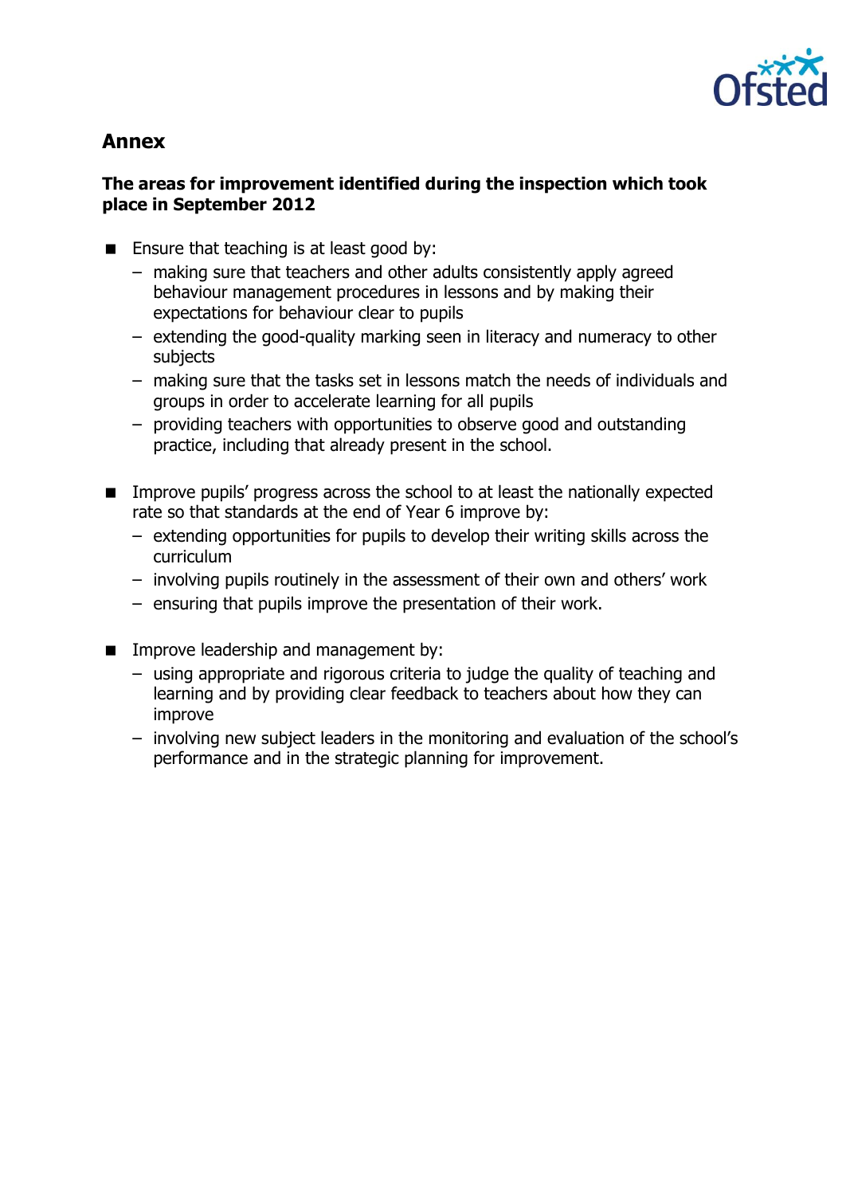## Annex

**The areas for improvement identified during the inspection which took place in September 2012**

- Ensure that teaching is at least good by:
  - making sure that teachers and other adults consistently apply agreed behaviour management procedures in lessons and by making their expectations for behaviour clear to pupils
  - extending the good-quality marking seen in literacy and numeracy to other subjects
  - making sure that the tasks set in lessons match the needs of individuals and groups in order to accelerate learning for all pupils
  - providing teachers with opportunities to observe good and outstanding practice, including that already present in the school.

- Improve pupils' progress across the school to at least the nationally expected rate so that standards at the end of Year 6 improve by:
  - extending opportunities for pupils to develop their writing skills across the curriculum
  - involving pupils routinely in the assessment of their own and others' work
  - ensuring that pupils improve the presentation of their work.

- Improve leadership and management by:
  - using appropriate and rigorous criteria to judge the quality of teaching and learning and by providing clear feedback to teachers about how they can improve
  - involving new subject leaders in the monitoring and evaluation of the school's performance and in the strategic planning for improvement.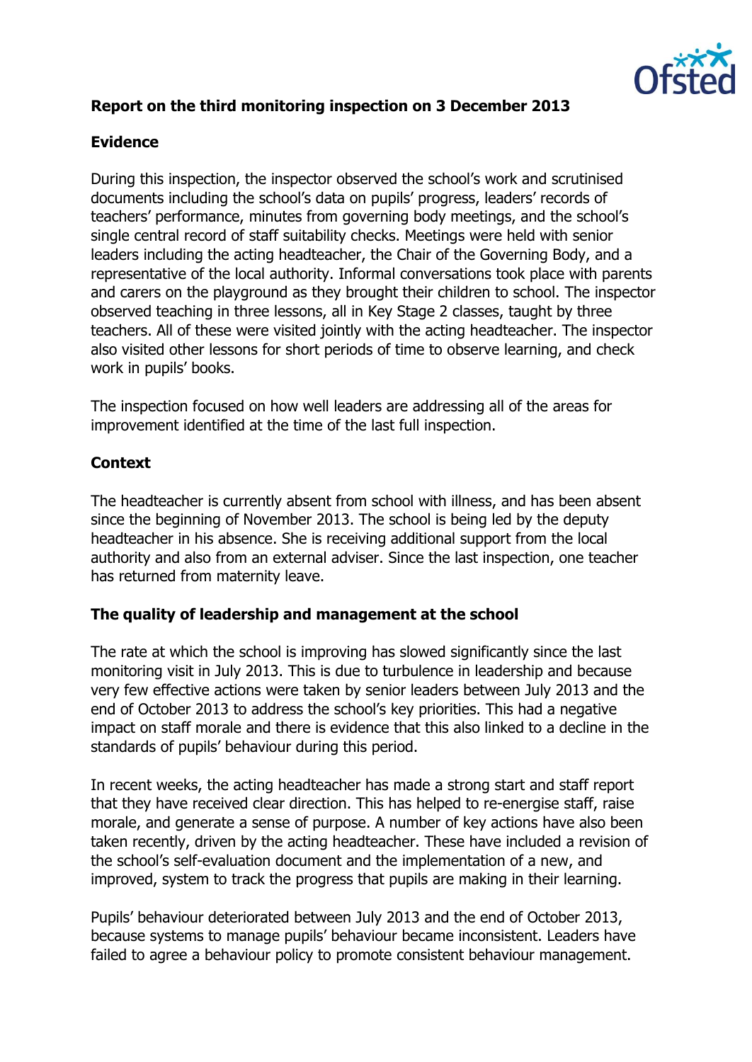## Report on the third monitoring inspection on 3 December 2013

### Evidence

During this inspection, the inspector observed the school's work and scrutinised documents including the school's data on pupils' progress, leaders' records of teachers' performance, minutes from governing body meetings, and the school's single central record of staff suitability checks. Meetings were held with senior leaders including the acting headteacher, the Chair of the Governing Body, and a representative of the local authority. Informal conversations took place with parents and carers on the playground as they brought their children to school. The inspector observed teaching in three lessons, all in Key Stage 2 classes, taught by three teachers. All of these were visited jointly with the acting headteacher. The inspector also visited other lessons for short periods of time to observe learning, and check work in pupils' books.

The inspection focused on how well leaders are addressing all of the areas for improvement identified at the time of the last full inspection.

### Context

The headteacher is currently absent from school with illness, and has been absent since the beginning of November 2013. The school is being led by the deputy headteacher in his absence. She is receiving additional support from the local authority and also from an external adviser. Since the last inspection, one teacher has returned from maternity leave.

### The quality of leadership and management at the school

The rate at which the school is improving has slowed significantly since the last monitoring visit in July 2013. This is due to turbulence in leadership and because very few effective actions were taken by senior leaders between July 2013 and the end of October 2013 to address the school's key priorities. This had a negative impact on staff morale and there is evidence that this also linked to a decline in the standards of pupils' behaviour during this period.

In recent weeks, the acting headteacher has made a strong start and staff report that they have received clear direction. This has helped to re-energise staff, raise morale, and generate a sense of purpose. A number of key actions have also been taken recently, driven by the acting headteacher. These have included a revision of the school's self-evaluation document and the implementation of a new, and improved, system to track the progress that pupils are making in their learning.

Pupils' behaviour deteriorated between July 2013 and the end of October 2013, because systems to manage pupils' behaviour became inconsistent. Leaders have failed to agree a behaviour policy to promote consistent behaviour management.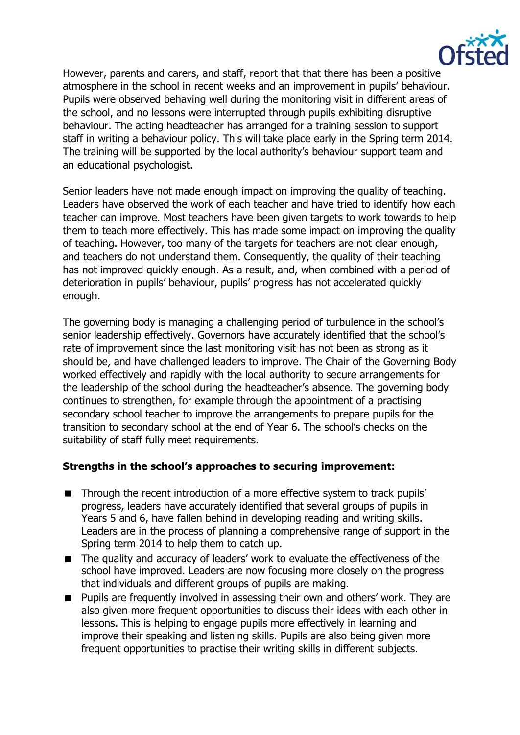However, parents and carers, and staff, report that that there has been a positive atmosphere in the school in recent weeks and an improvement in pupils' behaviour. Pupils were observed behaving well during the monitoring visit in different areas of the school, and no lessons were interrupted through pupils exhibiting disruptive behaviour. The acting headteacher has arranged for a training session to support staff in writing a behaviour policy. This will take place early in the Spring term 2014. The training will be supported by the local authority's behaviour support team and an educational psychologist.

Senior leaders have not made enough impact on improving the quality of teaching. Leaders have observed the work of each teacher and have tried to identify how each teacher can improve. Most teachers have been given targets to work towards to help them to teach more effectively. This has made some impact on improving the quality of teaching. However, too many of the targets for teachers are not clear enough, and teachers do not understand them. Consequently, the quality of their teaching has not improved quickly enough. As a result, and, when combined with a period of deterioration in pupils' behaviour, pupils' progress has not accelerated quickly enough.

The governing body is managing a challenging period of turbulence in the school's senior leadership effectively. Governors have accurately identified that the school's rate of improvement since the last monitoring visit has not been as strong as it should be, and have challenged leaders to improve. The Chair of the Governing Body worked effectively and rapidly with the local authority to secure arrangements for the leadership of the school during the headteacher's absence. The governing body continues to strengthen, for example through the appointment of a practising secondary school teacher to improve the arrangements to prepare pupils for the transition to secondary school at the end of Year 6. The school's checks on the suitability of staff fully meet requirements.

**Strengths in the school's approaches to securing improvement:**

- Through the recent introduction of a more effective system to track pupils' progress, leaders have accurately identified that several groups of pupils in Years 5 and 6, have fallen behind in developing reading and writing skills. Leaders are in the process of planning a comprehensive range of support in the Spring term 2014 to help them to catch up.
- The quality and accuracy of leaders' work to evaluate the effectiveness of the school have improved. Leaders are now focusing more closely on the progress that individuals and different groups of pupils are making.
- Pupils are frequently involved in assessing their own and others' work. They are also given more frequent opportunities to discuss their ideas with each other in lessons. This is helping to engage pupils more effectively in learning and improve their speaking and listening skills. Pupils are also being given more frequent opportunities to practise their writing skills in different subjects.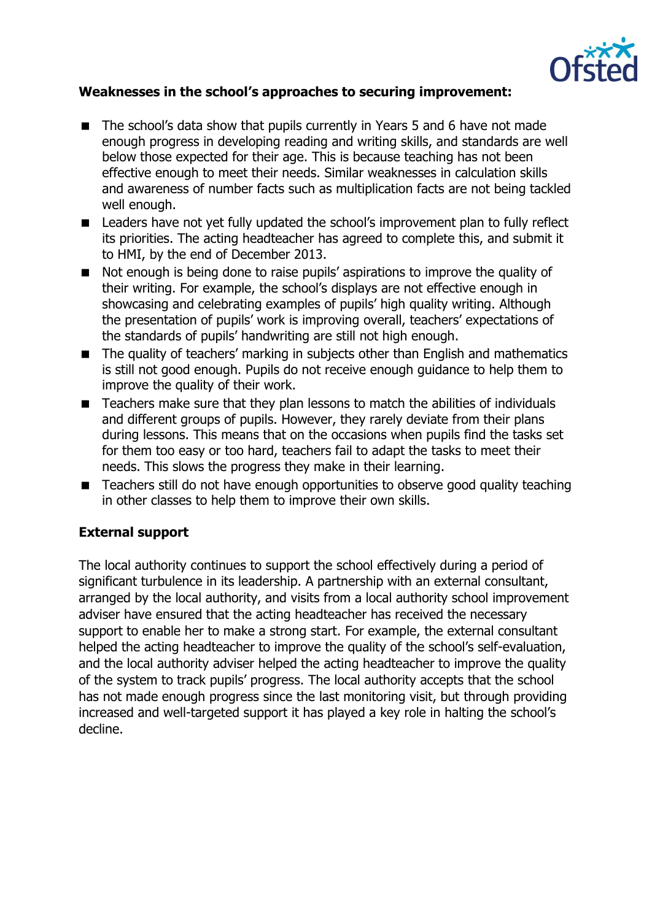**Weaknesses in the school's approaches to securing improvement:**

- The school's data show that pupils currently in Years 5 and 6 have not made enough progress in developing reading and writing skills, and standards are well below those expected for their age. This is because teaching has not been effective enough to meet their needs. Similar weaknesses in calculation skills and awareness of number facts such as multiplication facts are not being tackled well enough.
- Leaders have not yet fully updated the school's improvement plan to fully reflect its priorities. The acting headteacher has agreed to complete this, and submit it to HMI, by the end of December 2013.
- Not enough is being done to raise pupils' aspirations to improve the quality of their writing. For example, the school's displays are not effective enough in showcasing and celebrating examples of pupils' high quality writing. Although the presentation of pupils' work is improving overall, teachers' expectations of the standards of pupils' handwriting are still not high enough.
- The quality of teachers' marking in subjects other than English and mathematics is still not good enough. Pupils do not receive enough guidance to help them to improve the quality of their work.
- Teachers make sure that they plan lessons to match the abilities of individuals and different groups of pupils. However, they rarely deviate from their plans during lessons. This means that on the occasions when pupils find the tasks set for them too easy or too hard, teachers fail to adapt the tasks to meet their needs. This slows the progress they make in their learning.
- Teachers still do not have enough opportunities to observe good quality teaching in other classes to help them to improve their own skills.

**External support**

The local authority continues to support the school effectively during a period of significant turbulence in its leadership. A partnership with an external consultant, arranged by the local authority, and visits from a local authority school improvement adviser have ensured that the acting headteacher has received the necessary support to enable her to make a strong start. For example, the external consultant helped the acting headteacher to improve the quality of the school's self-evaluation, and the local authority adviser helped the acting headteacher to improve the quality of the system to track pupils' progress. The local authority accepts that the school has not made enough progress since the last monitoring visit, but through providing increased and well-targeted support it has played a key role in halting the school's decline.